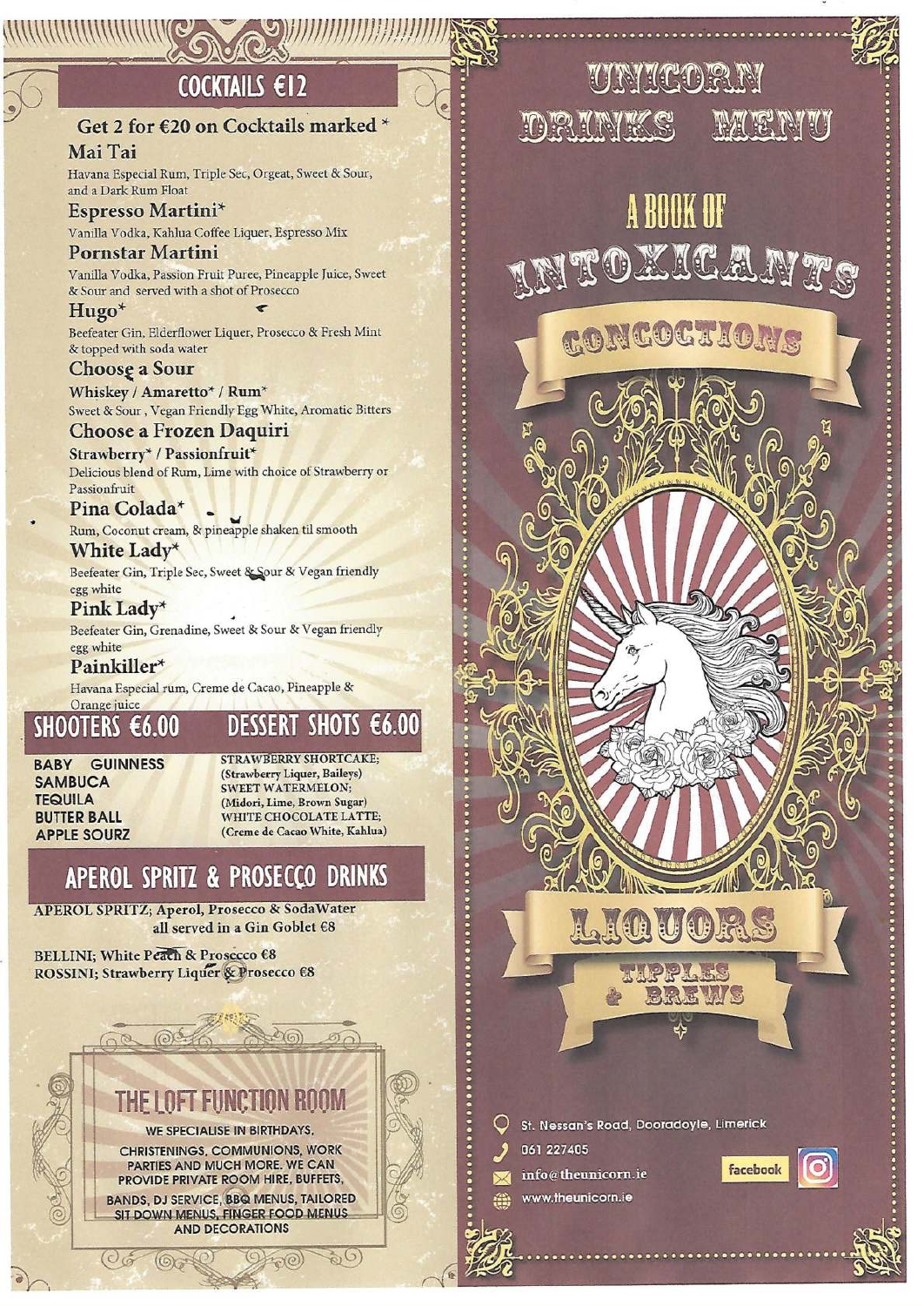## COCKTAILS €12

**Get 2 for €20 on Cocktails marked ***

### Mai Tai
Havana Especial Rum, Triple Sec, Orgeat, Sweet & Sour, and a Dark Rum Float

### Espresso Martini*
Vanilla Vodka, Kahlua Coffee Liquer, Espresso Mix

### Pornstar Martini
Vanilla Vodka, Passion Fruit Puree, Pineapple Juice, Sweet & Sour and served with a shot of Prosecco

### Hugo*
Beefeater Gin, Elderflower Liquer, Prosecco & Fresh Mint & topped with soda water

### Choose a Sour
**Whiskey / Amaretto* / Rum***
Sweet & Sour , Vegan Friendly Egg White, Aromatic Bitters

### Choose a Frozen Daquiri
**Strawberry* / Passionfruit***
Delicious blend of Rum, Lime with choice of Strawberry or Passionfruit

### Pina Colada*
Rum, Coconut cream, & pineapple shaken til smooth

### White Lady*
Beefeater Gin, Triple Sec, Sweet & Sour & Vegan friendly egg white

### Pink Lady*
Beefeater Gin, Grenadine, Sweet & Sour & Vegan friendly egg white

### Painkiller*
Havana Especial rum, Creme de Cacao, Pineapple & Orange juice

## SHOOTERS €6.00

- BABY GUINNESS
- SAMBUCA
- TEQUILA
- BUTTER BALL
- APPLE SOURZ

## DESSERT SHOTS €6.00

- STRAWBERRY SHORTCAKE; (Strawberry Liquer, Baileys)
- SWEET WATERMELON; (Midori, Lime, Brown Sugar)
- WHITE CHOCOLATE LATTE; (Creme de Cacao White, Kahlua)

## APEROL SPRITZ & PROSECCO DRINKS

APEROL SPRITZ; Aperol, Prosecco & SodaWater all served in a Gin Goblet €8

BELLINI; White Peach & Prosecco €8
ROSSINI; Strawberry Liquer & Prosecco €8

## THE LOFT FUNCTION ROOM

WE SPECIALISE IN BIRTHDAYS, CHRISTENINGS, COMMUNIONS, WORK PARTIES AND MUCH MORE. WE CAN PROVIDE PRIVATE ROOM HIRE, BUFFETS, BANDS, DJ SERVICE, BBQ MENUS, TAILORED SIT DOWN MENUS, FINGER FOOD MENUS AND DECORATIONS

# UNICORN DRINKS MENU

## A BOOK OF INTOXICANTS

CONCOCTIONS

LIQUORS

TIPPLES & BREWS

St. Nessan's Road, Dooradoyle, Limerick
061 227405
info@theunicorn.ie
www.theunicorn.ie
facebook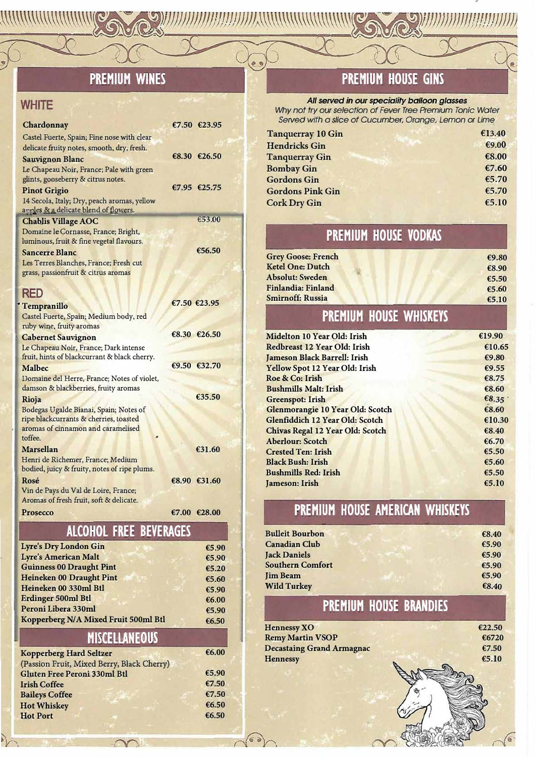## PREMIUM WINES

### WHITE

| | | |
|---|---|---|
| **Chardonnay**<br>Castel Fuerte, Spain; Fine nose with clear delicate fruity notes, smooth, dry, fresh. | €7.50 | €23.95 |
| **Sauvignon Blanc**<br>Le Chapeau Noir, France; Pale with green glints, gooseberry & citrus notes. | €8.30 | €26.50 |
| **Pinot Grigio**<br>14 Secola, Italy; Dry, peach aromas, yellow apples & a delicate blend of flowers. | €7.95 | €25.75 |
| **Chablis Village AOC**<br>Domaine le Cornasse, France; Bright, luminous, fruit & fine vegetal flavours. | | €53.00 |
| **Sancerre Blanc**<br>Les Terres Blanches, France; Fresh cut grass, passionfruit & citrus aromas | | €56.50 |

### RED

| | | |
|---|---|---|
| **Tempranillo**<br>Castel Fuerte, Spain; Medium body, red ruby wine, fruity aromas | €7.50 | €23.95 |
| **Cabernet Sauvignon**<br>Le Chapeau Noir, France; Dark intense fruit, hints of blackcurrant & black cherry. | €8.30 | €26.50 |
| **Malbec**<br>Domaine del Herre, France; Notes of violet, damson & blackberries, fruity aromas | €9.50 | €32.70 |
| **Rioja**<br>Bodegas Ugalde Bianai, Spain; Notes of ripe blackcurrants & cherries, toasted aromas of cinnamon and caramelised toffee. | | €35.50 |
| **Marsellan**<br>Henri de Richemer, France; Medium bodied, juicy & fruity, notes of ripe plums. | | €31.60 |
| **Rosé**<br>Vin de Pays du Val de Loire, France; Aromas of fresh fruit, soft & delicate. | €8.90 | €31.60 |
| **Prosecco** | €7.00 | €28.00 |

## ALCOHOL FREE BEVERAGES

| | |
|---|---|
| **Lyre's Dry London Gin** | €5.90 |
| **Lyre's American Malt** | €5.90 |
| **Guinness 00 Draught Pint** | €5.20 |
| **Heineken 00 Draught Pint** | €5.60 |
| **Heineken 00 330ml Btl** | €5.90 |
| **Erdinger 500ml Btl** | €6.00 |
| **Peroni Libera 330ml** | €5.90 |
| **Kopperberg N/A Mixed Fruit 500ml Btl** | €6.50 |

## MISCELLANEOUS

| | |
|---|---|
| **Kopperberg Hard Seltzer**<br>(Passion Fruit, Mixed Berry, Black Cherry) | €6.00 |
| **Gluten Free Peroni 330ml Btl** | €5.90 |
| **Irish Coffee** | €7.50 |
| **Baileys Coffee** | €7.50 |
| **Hot Whiskey** | €6.50 |
| **Hot Port** | €6.50 |

## PREMIUM HOUSE GINS

***All served in our speciality balloon glasses***
*Why not try our selection of Fever Tree Premium Tonic Water*
*Served with a slice of Cucumber, Orange, Lemon or Lime*

| | |
|---|---|
| **Tanquerray 10 Gin** | €13.40 |
| **Hendricks Gin** | €9.00 |
| **Tanquerray Gin** | €8.00 |
| **Bombay Gin** | €7.60 |
| **Gordons Gin** | €5.70 |
| **Gordons Pink Gin** | €5.70 |
| **Cork Dry Gin** | €5.10 |

## PREMIUM HOUSE VODKAS

| | |
|---|---|
| **Grey Goose: French** | €9.80 |
| **Ketel One: Dutch** | €8.90 |
| **Absolut: Sweden** | €5.50 |
| **Finlandia: Finland** | €5.60 |
| **Smirnoff: Russia** | €5.10 |

## PREMIUM HOUSE WHISKEYS

| | |
|---|---|
| **Midelton 10 Year Old: Irish** | €19.90 |
| **Redbreast 12 Year Old: Irish** | €10.65 |
| **Jameson Black Barrell: Irish** | €9.80 |
| **Yellow Spot 12 Year Old: Irish** | €9.55 |
| **Roe & Co: Irish** | €8.75 |
| **Bushmills Malt: Irish** | €8.60 |
| **Greenspot: Irish** | €8.35 |
| **Glenmorangie 10 Year Old: Scotch** | €8.60 |
| **Glenfiddich 12 Year Old: Scotch** | €10.30 |
| **Chivas Regal 12 Year Old: Scotch** | €8.40 |
| **Aberlour: Scotch** | €6.70 |
| **Crested Ten: Irish** | €5.50 |
| **Black Bush: Irish** | €5.60 |
| **Bushmills Red: Irish** | €5.50 |
| **Jameson: Irish** | €5.10 |

## PREMIUM HOUSE AMERICAN WHISKEYS

| | |
|---|---|
| **Bulleit Bourbon** | €8.40 |
| **Canadian Club** | €5.90 |
| **Jack Daniels** | €5.90 |
| **Southern Comfort** | €5.90 |
| **Jim Beam** | €5.90 |
| **Wild Turkey** | €8.40 |

## PREMIUM HOUSE BRANDIES

| | |
|---|---|
| **Hennessy XO** | €22.50 |
| **Remy Martin VSOP** | €6720 |
| **Decastaing Grand Armagnac** | €7.50 |
| **Hennessy** | €5.10 |